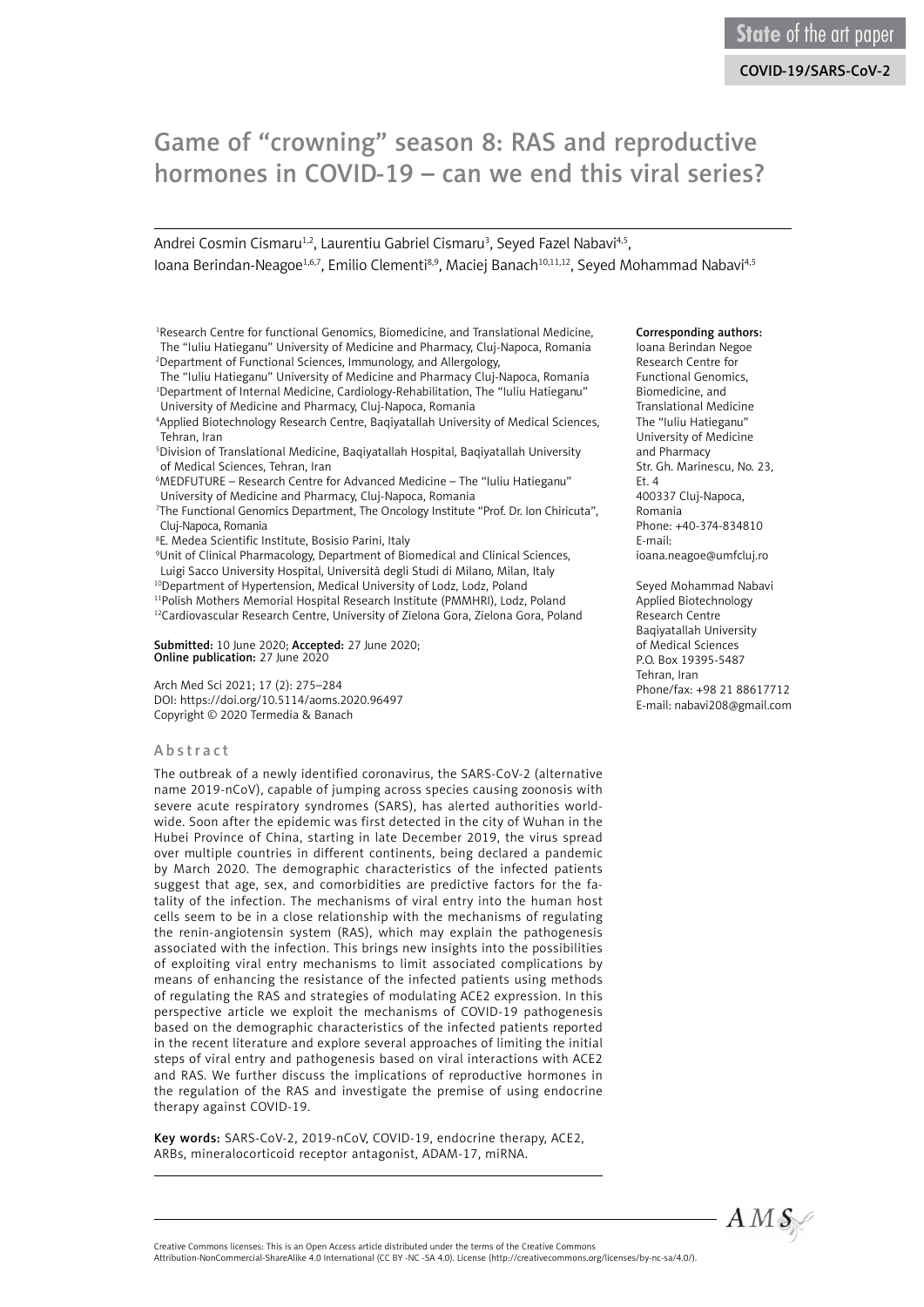State of the art paper

COVID-19/SARS-CoV-2

# Game of "crowning" season 8: RAS and reproductive hormones in COVID-19 – can we end this viral series?

Andrei Cosmin Cismaru[1,2], Laurentiu Gabriel Cismaru[3], Seyed Fazel Nabavi[4,5], Ioana Berindan-Neagoe[1,6,7], Emilio Clementi[8,9], Maciej Banach[10,11,12], Seyed Mohammad Nabavi[4,5]

[1]Research Centre for functional Genomics, Biomedicine, and Translational Medicine, The "Iuliu Hatieganu" University of Medicine and Pharmacy, Cluj-Napoca, Romania
[2]Department of Functional Sciences, Immunology, and Allergology, The "Iuliu Hatieganu" University of Medicine and Pharmacy Cluj-Napoca, Romania
[3]Department of Internal Medicine, Cardiology-Rehabilitation, The "Iuliu Hatieganu" University of Medicine and Pharmacy, Cluj-Napoca, Romania
[4]Applied Biotechnology Research Centre, Baqiyatallah University of Medical Sciences, Tehran, Iran
[5]Division of Translational Medicine, Baqiyatallah Hospital, Baqiyatallah University of Medical Sciences, Tehran, Iran
[6]MEDFUTURE – Research Centre for Advanced Medicine – The "Iuliu Hatieganu" University of Medicine and Pharmacy, Cluj-Napoca, Romania
[7]The Functional Genomics Department, The Oncology Institute "Prof. Dr. Ion Chiricuta", Cluj-Napoca, Romania
[8]E. Medea Scientific Institute, Bosisio Parini, Italy
[9]Unit of Clinical Pharmacology, Department of Biomedical and Clinical Sciences, Luigi Sacco University Hospital, Università degli Studi di Milano, Milan, Italy
[10]Department of Hypertension, Medical University of Lodz, Lodz, Poland
[11]Polish Mothers Memorial Hospital Research Institute (PMMHRI), Lodz, Poland
[12]Cardiovascular Research Centre, University of Zielona Gora, Zielona Gora, Poland

**Submitted:** 10 June 2020; **Accepted:** 27 June 2020;
**Online publication:** 27 June 2020

Arch Med Sci 2021; 17 (2): 275–284
DOI: https://doi.org/10.5114/aoms.2020.96497
Copyright © 2020 Termedia & Banach

**Corresponding authors:**
Ioana Berindan Negoe
Research Centre for Functional Genomics, Biomedicine, and Translational Medicine
The "Iuliu Hatieganu" University of Medicine and Pharmacy
Str. Gh. Marinescu, No. 23, Et. 4
400337 Cluj-Napoca, Romania
Phone: +40-374-834810
E-mail: ioana.neagoe@umfcluj.ro

Seyed Mohammad Nabavi
Applied Biotechnology Research Centre
Baqiyatallah University of Medical Sciences
P.O. Box 19395-5487
Tehran, Iran
Phone/fax: +98 21 88617712
E-mail: nabavi208@gmail.com

## Abstract

The outbreak of a newly identified coronavirus, the SARS-CoV-2 (alternative name 2019-nCoV), capable of jumping across species causing zoonosis with severe acute respiratory syndromes (SARS), has alerted authorities worldwide. Soon after the epidemic was first detected in the city of Wuhan in the Hubei Province of China, starting in late December 2019, the virus spread over multiple countries in different continents, being declared a pandemic by March 2020. The demographic characteristics of the infected patients suggest that age, sex, and comorbidities are predictive factors for the fatality of the infection. The mechanisms of viral entry into the human host cells seem to be in a close relationship with the mechanisms of regulating the renin-angiotensin system (RAS), which may explain the pathogenesis associated with the infection. This brings new insights into the possibilities of exploiting viral entry mechanisms to limit associated complications by means of enhancing the resistance of the infected patients using methods of regulating the RAS and strategies of modulating ACE2 expression. In this perspective article we exploit the mechanisms of COVID-19 pathogenesis based on the demographic characteristics of the infected patients reported in the recent literature and explore several approaches of limiting the initial steps of viral entry and pathogenesis based on viral interactions with ACE2 and RAS. We further discuss the implications of reproductive hormones in the regulation of the RAS and investigate the premise of using endocrine therapy against COVID-19.

**Key words:** SARS-CoV-2, 2019-nCoV, COVID-19, endocrine therapy, ACE2, ARBs, mineralocorticoid receptor antagonist, ADAM-17, miRNA.

Creative Commons licenses: This is an Open Access article distributed under the terms of the Creative Commons Attribution-NonCommercial-ShareAlike 4.0 International (CC BY -NC -SA 4.0). License (http://creativecommons.org/licenses/by-nc-sa/4.0/).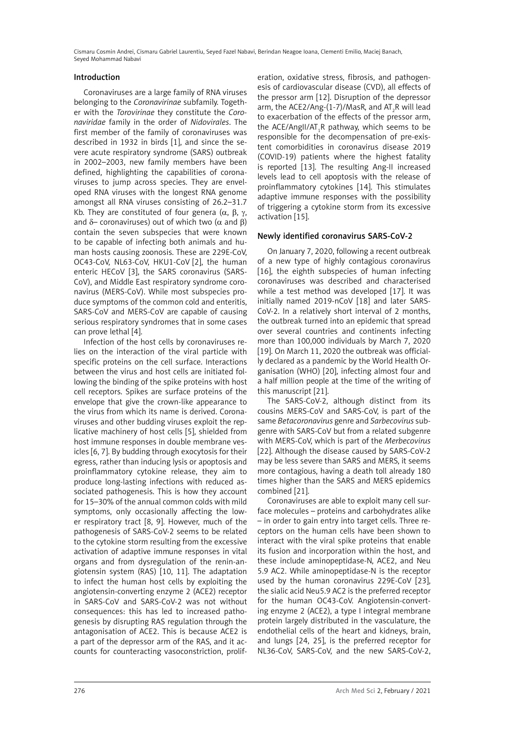## Introduction

Coronaviruses are a large family of RNA viruses belonging to the *Coronavirinae* subfamily. Together with the *Torovirinae* they constitute the *Coronaviridae* family in the order of *Nidovirales*. The first member of the family of coronaviruses was described in 1932 in birds [1], and since the severe acute respiratory syndrome (SARS) outbreak in 2002–2003, new family members have been defined, highlighting the capabilities of coronaviruses to jump across species. They are enveloped RNA viruses with the longest RNA genome amongst all RNA viruses consisting of 26.2–31.7 Kb. They are constituted of four genera (α, β, γ, and δ– coronaviruses) out of which two (α and β) contain the seven subspecies that were known to be capable of infecting both animals and human hosts causing zoonosis. These are 229E-CoV, OC43-CoV, NL63-CoV, HKU1-CoV [2], the human enteric HECoV [3], the SARS coronavirus (SARS-CoV), and Middle East respiratory syndrome coronavirus (MERS-CoV). While most subspecies produce symptoms of the common cold and enteritis, SARS-CoV and MERS-CoV are capable of causing serious respiratory syndromes that in some cases can prove lethal [4].

Infection of the host cells by coronaviruses relies on the interaction of the viral particle with specific proteins on the cell surface. Interactions between the virus and host cells are initiated following the binding of the spike proteins with host cell receptors. Spikes are surface proteins of the envelope that give the crown-like appearance to the virus from which its name is derived. Coronaviruses and other budding viruses exploit the replicative machinery of host cells [5], shielded from host immune responses in double membrane vesicles [6, 7]. By budding through exocytosis for their egress, rather than inducing lysis or apoptosis and proinflammatory cytokine release, they aim to produce long-lasting infections with reduced associated pathogenesis. This is how they account for 15–30% of the annual common colds with mild symptoms, only occasionally affecting the lower respiratory tract [8, 9]. However, much of the pathogenesis of SARS-CoV-2 seems to be related to the cytokine storm resulting from the excessive activation of adaptive immune responses in vital organs and from dysregulation of the renin-angiotensin system (RAS) [10, 11]. The adaptation to infect the human host cells by exploiting the angiotensin-converting enzyme 2 (ACE2) receptor in SARS-CoV and SARS-CoV-2 was not without consequences: this has led to increased pathogenesis by disrupting RAS regulation through the antagonisation of ACE2. This is because ACE2 is a part of the depressor arm of the RAS, and it accounts for counteracting vasoconstriction, proliferation, oxidative stress, fibrosis, and pathogenesis of cardiovascular disease (CVD), all effects of the pressor arm [12]. Disruption of the depressor arm, the ACE2/Ang-(1-7)/MasR, and $AT_2R$ will lead to exacerbation of the effects of the pressor arm, the ACE/AngII/$AT_1R$ pathway, which seems to be responsible for the decompensation of pre-existent comorbidities in coronavirus disease 2019 (COVID-19) patients where the highest fatality is reported [13]. The resulting Ang-II increased levels lead to cell apoptosis with the release of proinflammatory cytokines [14]. This stimulates adaptive immune responses with the possibility of triggering a cytokine storm from its excessive activation [15].

## Newly identified coronavirus SARS-CoV-2

On January 7, 2020, following a recent outbreak of a new type of highly contagious coronavirus [16], the eighth subspecies of human infecting coronaviruses was described and characterised while a test method was developed [17]. It was initially named 2019-nCoV [18] and later SARS-CoV-2. In a relatively short interval of 2 months, the outbreak turned into an epidemic that spread over several countries and continents infecting more than 100,000 individuals by March 7, 2020 [19]. On March 11, 2020 the outbreak was officially declared as a pandemic by the World Health Organisation (WHO) [20], infecting almost four and a half million people at the time of the writing of this manuscript [21].

The SARS-CoV-2, although distinct from its cousins MERS-CoV and SARS-CoV, is part of the same *Betacoronavirus* genre and *Sarbecovirus* subgenre with SARS-CoV but from a related subgenre with MERS-CoV, which is part of the *Merbecovirus* [22]. Although the disease caused by SARS-CoV-2 may be less severe than SARS and MERS, it seems more contagious, having a death toll already 180 times higher than the SARS and MERS epidemics combined [21].

Coronaviruses are able to exploit many cell surface molecules – proteins and carbohydrates alike – in order to gain entry into target cells. Three receptors on the human cells have been shown to interact with the viral spike proteins that enable its fusion and incorporation within the host, and these include aminopeptidase-N, ACE2, and Neu 5.9 AC2. While aminopeptidase-N is the receptor used by the human coronavirus 229E-CoV [23], the sialic acid Neu5.9 AC2 is the preferred receptor for the human OC43-CoV. Angiotensin-converting enzyme 2 (ACE2), a type I integral membrane protein largely distributed in the vasculature, the endothelial cells of the heart and kidneys, brain, and lungs [24, 25], is the preferred receptor for NL36-CoV, SARS-CoV, and the new SARS-CoV-2,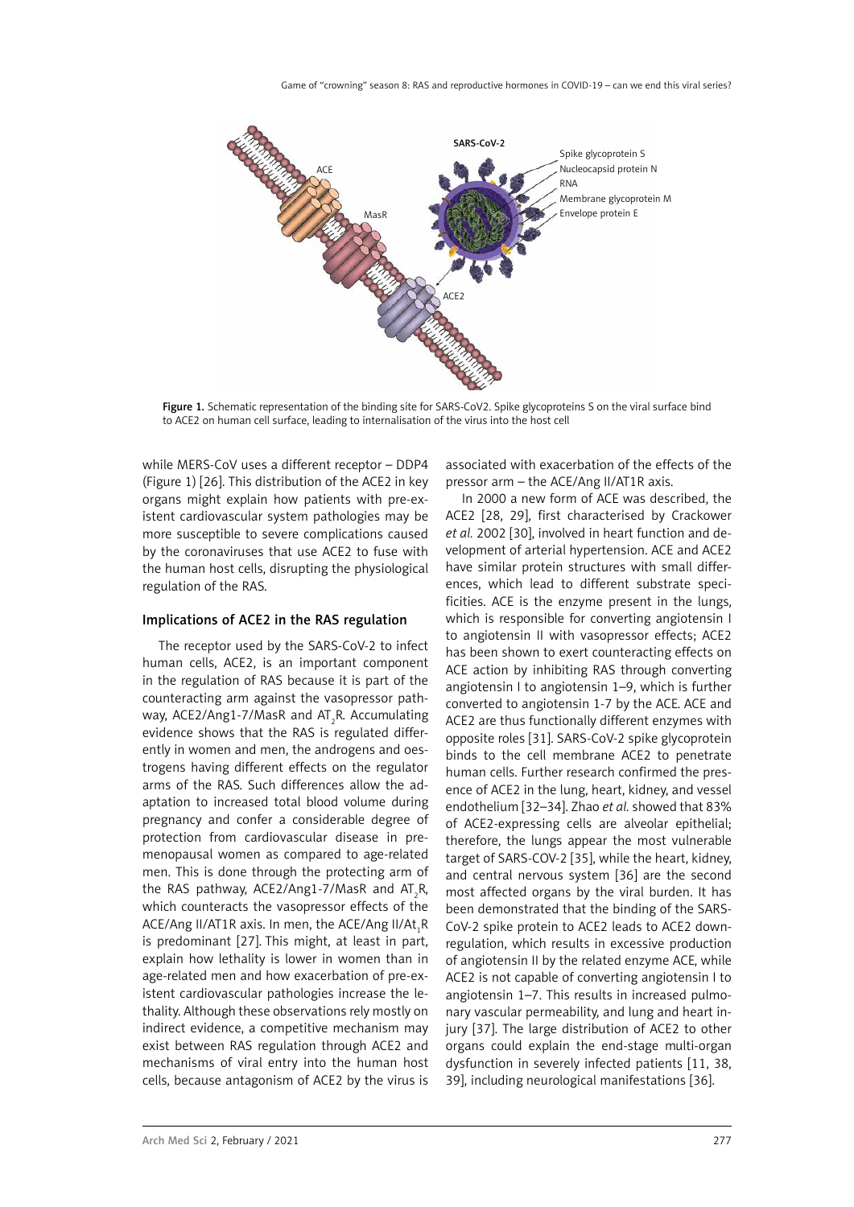Figure 1. Schematic representation of the binding site for SARS-CoV2. Spike glycoproteins S on the viral surface bind to ACE2 on human cell surface, leading to internalisation of the virus into the host cell

while MERS-CoV uses a different receptor – DDP4 (Figure 1) [26]. This distribution of the ACE2 in key organs might explain how patients with pre-existent cardiovascular system pathologies may be more susceptible to severe complications caused by the coronaviruses that use ACE2 to fuse with the human host cells, disrupting the physiological regulation of the RAS.

## Implications of ACE2 in the RAS regulation

The receptor used by the SARS-CoV-2 to infect human cells, ACE2, is an important component in the regulation of RAS because it is part of the counteracting arm against the vasopressor pathway, ACE2/Ang1-7/MasR and $AT_2R$. Accumulating evidence shows that the RAS is regulated differently in women and men, the androgens and oestrogens having different effects on the regulator arms of the RAS. Such differences allow the adaptation to increased total blood volume during pregnancy and confer a considerable degree of protection from cardiovascular disease in premenopausal women as compared to age-related men. This is done through the protecting arm of the RAS pathway, ACE2/Ang1-7/MasR and $AT_2R$, which counteracts the vasopressor effects of the ACE/Ang II/AT1R axis. In men, the ACE/Ang II/$At_1R$ is predominant [27]. This might, at least in part, explain how lethality is lower in women than in age-related men and how exacerbation of pre-existent cardiovascular pathologies increase the lethality. Although these observations rely mostly on indirect evidence, a competitive mechanism may exist between RAS regulation through ACE2 and mechanisms of viral entry into the human host cells, because antagonism of ACE2 by the virus is associated with exacerbation of the effects of the pressor arm – the ACE/Ang II/AT1R axis.

In 2000 a new form of ACE was described, the ACE2 [28, 29], first characterised by Crackower *et al.* 2002 [30], involved in heart function and development of arterial hypertension. ACE and ACE2 have similar protein structures with small differences, which lead to different substrate specificities. ACE is the enzyme present in the lungs, which is responsible for converting angiotensin I to angiotensin II with vasopressor effects; ACE2 has been shown to exert counteracting effects on ACE action by inhibiting RAS through converting angiotensin I to angiotensin 1–9, which is further converted to angiotensin 1-7 by the ACE. ACE and ACE2 are thus functionally different enzymes with opposite roles [31]. SARS-CoV-2 spike glycoprotein binds to the cell membrane ACE2 to penetrate human cells. Further research confirmed the presence of ACE2 in the lung, heart, kidney, and vessel endothelium [32–34]. Zhao *et al.* showed that 83% of ACE2-expressing cells are alveolar epithelial; therefore, the lungs appear the most vulnerable target of SARS-COV-2 [35], while the heart, kidney, and central nervous system [36] are the second most affected organs by the viral burden. It has been demonstrated that the binding of the SARS-CoV-2 spike protein to ACE2 leads to ACE2 downregulation, which results in excessive production of angiotensin II by the related enzyme ACE, while ACE2 is not capable of converting angiotensin I to angiotensin 1–7. This results in increased pulmonary vascular permeability, and lung and heart injury [37]. The large distribution of ACE2 to other organs could explain the end-stage multi-organ dysfunction in severely infected patients [11, 38, 39], including neurological manifestations [36].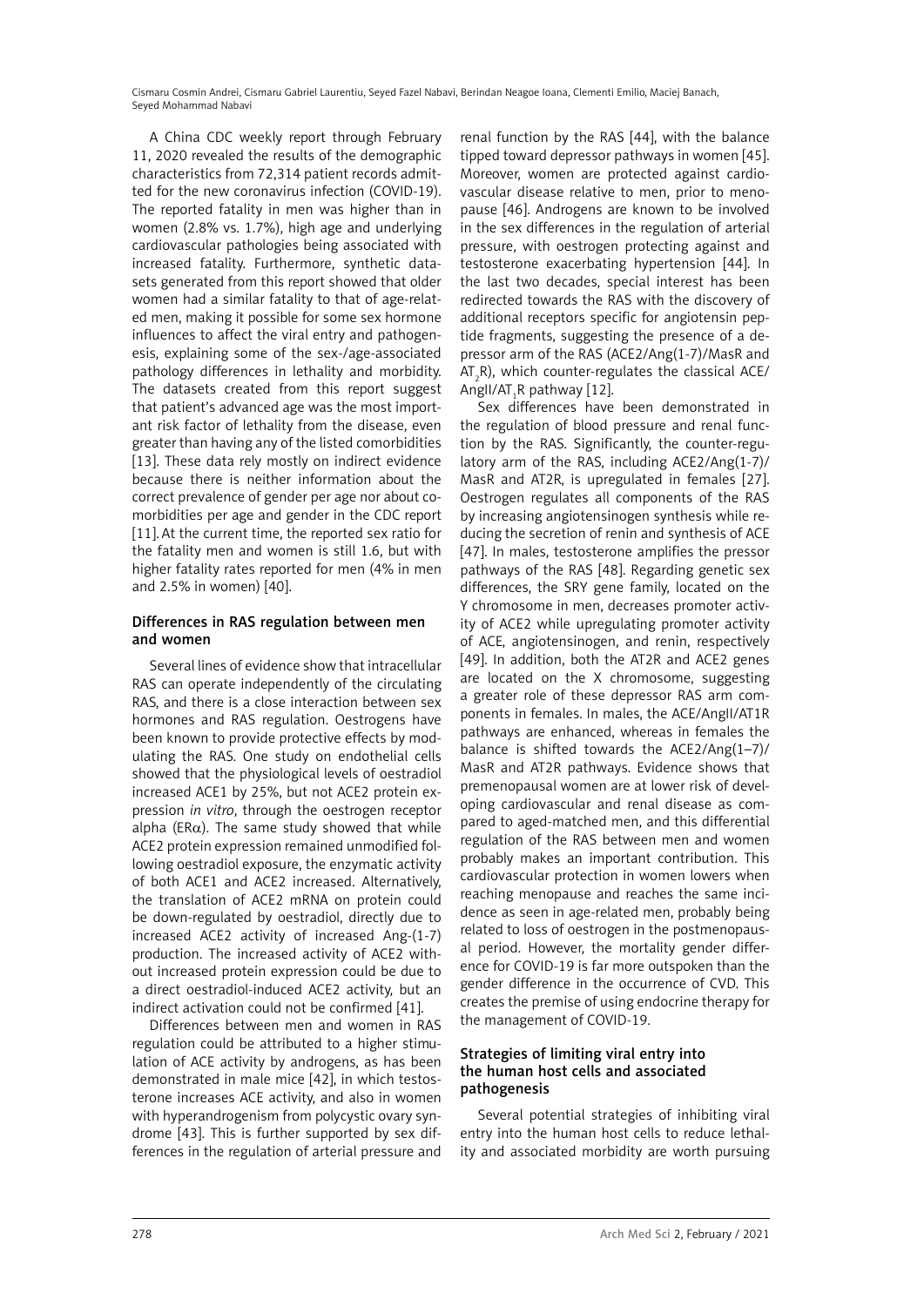A China CDC weekly report through February 11, 2020 revealed the results of the demographic characteristics from 72,314 patient records admitted for the new coronavirus infection (COVID-19). The reported fatality in men was higher than in women (2.8% vs. 1.7%), high age and underlying cardiovascular pathologies being associated with increased fatality. Furthermore, synthetic datasets generated from this report showed that older women had a similar fatality to that of age-related men, making it possible for some sex hormone influences to affect the viral entry and pathogenesis, explaining some of the sex-/age-associated pathology differences in lethality and morbidity. The datasets created from this report suggest that patient's advanced age was the most important risk factor of lethality from the disease, even greater than having any of the listed comorbidities [13]. These data rely mostly on indirect evidence because there is neither information about the correct prevalence of gender per age nor about comorbidities per age and gender in the CDC report [11]. At the current time, the reported sex ratio for the fatality men and women is still 1.6, but with higher fatality rates reported for men (4% in men and 2.5% in women) [40].

## Differences in RAS regulation between men and women

Several lines of evidence show that intracellular RAS can operate independently of the circulating RAS, and there is a close interaction between sex hormones and RAS regulation. Oestrogens have been known to provide protective effects by modulating the RAS. One study on endothelial cells showed that the physiological levels of oestradiol increased ACE1 by 25%, but not ACE2 protein expression *in vitro*, through the oestrogen receptor alpha (ERα). The same study showed that while ACE2 protein expression remained unmodified following oestradiol exposure, the enzymatic activity of both ACE1 and ACE2 increased. Alternatively, the translation of ACE2 mRNA on protein could be down-regulated by oestradiol, directly due to increased ACE2 activity of increased Ang-(1-7) production. The increased activity of ACE2 without increased protein expression could be due to a direct oestradiol-induced ACE2 activity, but an indirect activation could not be confirmed [41].

Differences between men and women in RAS regulation could be attributed to a higher stimulation of ACE activity by androgens, as has been demonstrated in male mice [42], in which testosterone increases ACE activity, and also in women with hyperandrogenism from polycystic ovary syndrome [43]. This is further supported by sex differences in the regulation of arterial pressure and renal function by the RAS [44], with the balance tipped toward depressor pathways in women [45]. Moreover, women are protected against cardiovascular disease relative to men, prior to menopause [46]. Androgens are known to be involved in the sex differences in the regulation of arterial pressure, with oestrogen protecting against and testosterone exacerbating hypertension [44]. In the last two decades, special interest has been redirected towards the RAS with the discovery of additional receptors specific for angiotensin peptide fragments, suggesting the presence of a depressor arm of the RAS (ACE2/Ang(1-7)/MasR and $AT_2R$), which counter-regulates the classical ACE/AngII/$AT_1R$ pathway [12].

Sex differences have been demonstrated in the regulation of blood pressure and renal function by the RAS. Significantly, the counter-regulatory arm of the RAS, including ACE2/Ang(1-7)/MasR and AT2R, is upregulated in females [27]. Oestrogen regulates all components of the RAS by increasing angiotensinogen synthesis while reducing the secretion of renin and synthesis of ACE [47]. In males, testosterone amplifies the pressor pathways of the RAS [48]. Regarding genetic sex differences, the SRY gene family, located on the Y chromosome in men, decreases promoter activity of ACE2 while upregulating promoter activity of ACE, angiotensinogen, and renin, respectively [49]. In addition, both the AT2R and ACE2 genes are located on the X chromosome, suggesting a greater role of these depressor RAS arm components in females. In males, the ACE/AngII/AT1R pathways are enhanced, whereas in females the balance is shifted towards the ACE2/Ang(1–7)/MasR and AT2R pathways. Evidence shows that premenopausal women are at lower risk of developing cardiovascular and renal disease as compared to aged-matched men, and this differential regulation of the RAS between men and women probably makes an important contribution. This cardiovascular protection in women lowers when reaching menopause and reaches the same incidence as seen in age-related men, probably being related to loss of oestrogen in the postmenopausal period. However, the mortality gender difference for COVID-19 is far more outspoken than the gender difference in the occurrence of CVD. This creates the premise of using endocrine therapy for the management of COVID-19.

## Strategies of limiting viral entry into the human host cells and associated pathogenesis

Several potential strategies of inhibiting viral entry into the human host cells to reduce lethality and associated morbidity are worth pursuing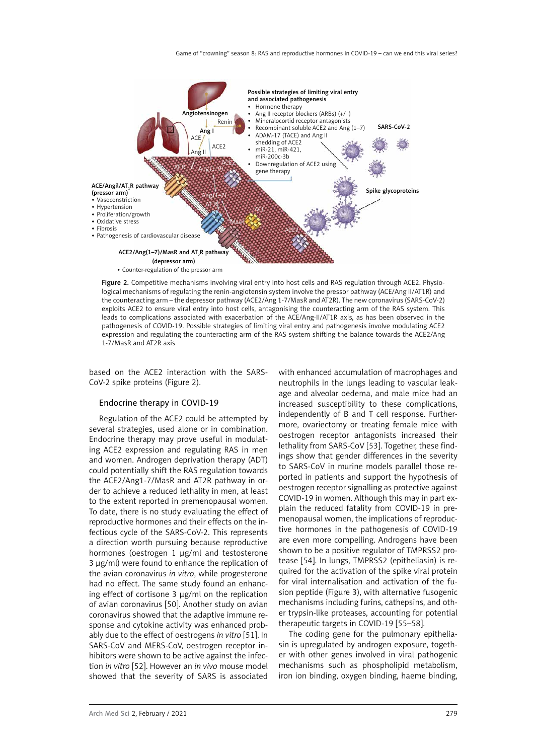Possible strategies of limiting viral entry and associated pathogenesis

- Hormone therapy
- Ang II receptor blockers (ARBs) (+/–)
- Mineralocortid receptor antagonists
- Recombinant soluble ACE2 and Ang (1–7)
- ADAM-17 (TACE) and Ang II shedding of ACE2
- miR-21, miR-421, miR-200c-3b
- Downregulation of ACE2 using gene therapy

ACE/AngII/AT$_1$R pathway (pressor arm)

- Vasoconstriction
- Hypertension
- Proliferation/growth
- Oxidative stress
- Fibrosis
- Pathogenesis of cardiovascular disease

ACE2/Ang(1–7)/MasR and AT$_2$R pathway (depressor arm)

- Counter-regulation of the pressor arm

Figure 2. Competitive mechanisms involving viral entry into host cells and RAS regulation through ACE2. Physiological mechanisms of regulating the renin-angiotensin system involve the pressor pathway (ACE/Ang II/AT1R) and the counteracting arm – the depressor pathway (ACE2/Ang 1-7/MasR and AT2R). The new coronavirus (SARS-CoV-2) exploits ACE2 to ensure viral entry into host cells, antagonising the counteracting arm of the RAS system. This leads to complications associated with exacerbation of the ACE/Ang-II/AT1R axis, as has been observed in the pathogenesis of COVID-19. Possible strategies of limiting viral entry and pathogenesis involve modulating ACE2 expression and regulating the counteracting arm of the RAS system shifting the balance towards the ACE2/Ang 1-7/MasR and AT2R axis

based on the ACE2 interaction with the SARS-CoV-2 spike proteins (Figure 2).

## Endocrine therapy in COVID-19

Regulation of the ACE2 could be attempted by several strategies, used alone or in combination. Endocrine therapy may prove useful in modulating ACE2 expression and regulating RAS in men and women. Androgen deprivation therapy (ADT) could potentially shift the RAS regulation towards the ACE2/Ang1-7/MasR and AT2R pathway in order to achieve a reduced lethality in men, at least to the extent reported in premenopausal women. To date, there is no study evaluating the effect of reproductive hormones and their effects on the infectious cycle of the SARS-CoV-2. This represents a direction worth pursuing because reproductive hormones (oestrogen 1 µg/ml and testosterone 3 µg/ml) were found to enhance the replication of the avian coronavirus *in vitro*, while progesterone had no effect. The same study found an enhancing effect of cortisone 3 µg/ml on the replication of avian coronavirus [50]. Another study on avian coronavirus showed that the adaptive immune response and cytokine activity was enhanced probably due to the effect of oestrogens *in vitro* [51]. In SARS-CoV and MERS-CoV, oestrogen receptor inhibitors were shown to be active against the infection *in vitro* [52]. However an *in vivo* mouse model showed that the severity of SARS is associated with enhanced accumulation of macrophages and neutrophils in the lungs leading to vascular leakage and alveolar oedema, and male mice had an increased susceptibility to these complications, independently of B and T cell response. Furthermore, ovariectomy or treating female mice with oestrogen receptor antagonists increased their lethality from SARS-CoV [53]. Together, these findings show that gender differences in the severity to SARS-CoV in murine models parallel those reported in patients and support the hypothesis of oestrogen receptor signalling as protective against COVID-19 in women. Although this may in part explain the reduced fatality from COVID-19 in premenopausal women, the implications of reproductive hormones in the pathogenesis of COVID-19 are even more compelling. Androgens have been shown to be a positive regulator of TMPRSS2 protease [54]. In lungs, TMPRSS2 (epitheliasin) is required for the activation of the spike viral protein for viral internalisation and activation of the fusion peptide (Figure 3), with alternative fusogenic mechanisms including furins, cathepsins, and other trypsin-like proteases, accounting for potential therapeutic targets in COVID-19 [55–58].

The coding gene for the pulmonary epitheliasin is upregulated by androgen exposure, together with other genes involved in viral pathogenic mechanisms such as phospholipid metabolism, iron ion binding, oxygen binding, haeme binding,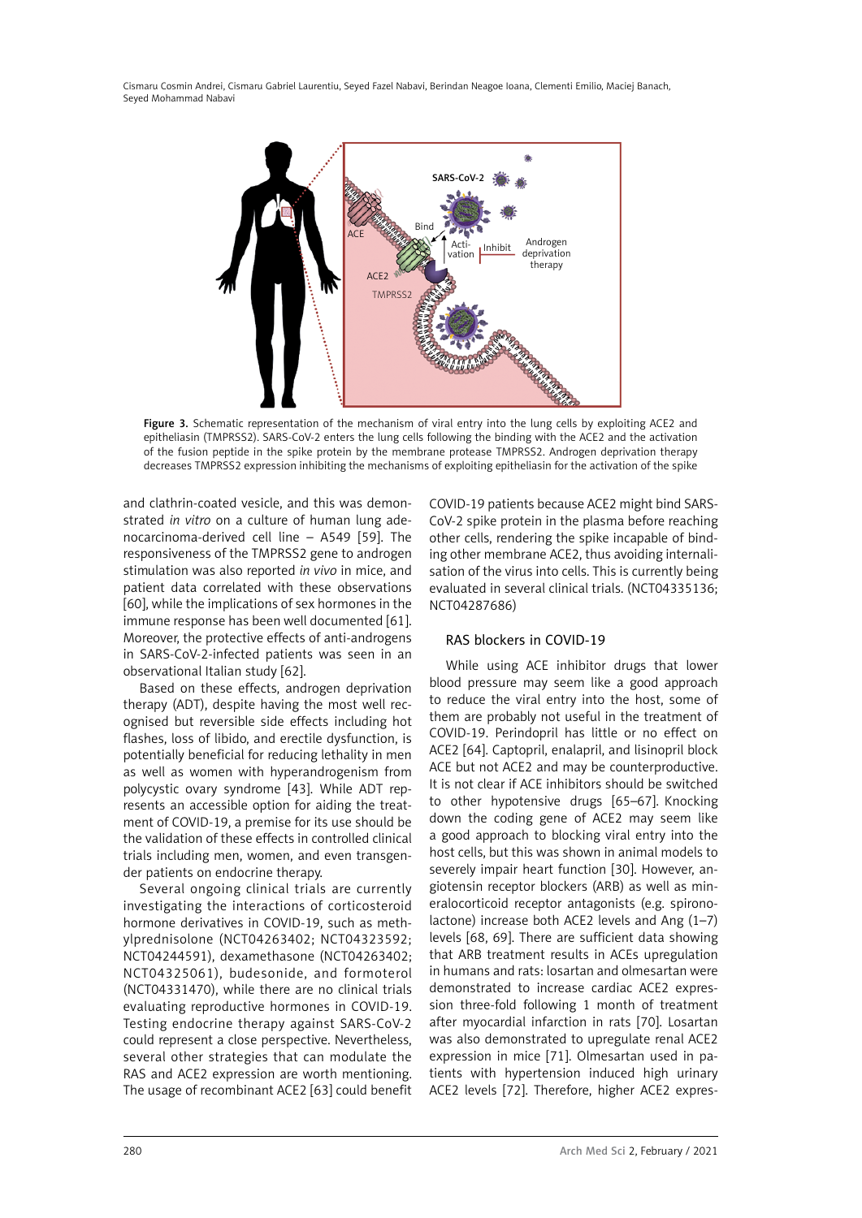Figure 3. Schematic representation of the mechanism of viral entry into the lung cells by exploiting ACE2 and epitheliasin (TMPRSS2). SARS-CoV-2 enters the lung cells following the binding with the ACE2 and the activation of the fusion peptide in the spike protein by the membrane protease TMPRSS2. Androgen deprivation therapy decreases TMPRSS2 expression inhibiting the mechanisms of exploiting epitheliasin for the activation of the spike

and clathrin-coated vesicle, and this was demonstrated *in vitro* on a culture of human lung adenocarcinoma-derived cell line – A549 [59]. The responsiveness of the TMPRSS2 gene to androgen stimulation was also reported *in vivo* in mice, and patient data correlated with these observations [60], while the implications of sex hormones in the immune response has been well documented [61]. Moreover, the protective effects of anti-androgens in SARS-CoV-2-infected patients was seen in an observational Italian study [62].

Based on these effects, androgen deprivation therapy (ADT), despite having the most well recognised but reversible side effects including hot flashes, loss of libido, and erectile dysfunction, is potentially beneficial for reducing lethality in men as well as women with hyperandrogenism from polycystic ovary syndrome [43]. While ADT represents an accessible option for aiding the treatment of COVID-19, a premise for its use should be the validation of these effects in controlled clinical trials including men, women, and even transgender patients on endocrine therapy.

Several ongoing clinical trials are currently investigating the interactions of corticosteroid hormone derivatives in COVID-19, such as methylprednisolone (NCT04263402; NCT04323592; NCT04244591), dexamethasone (NCT04263402; NCT04325061), budesonide, and formoterol (NCT04331470), while there are no clinical trials evaluating reproductive hormones in COVID-19. Testing endocrine therapy against SARS-CoV-2 could represent a close perspective. Nevertheless, several other strategies that can modulate the RAS and ACE2 expression are worth mentioning. The usage of recombinant ACE2 [63] could benefit COVID-19 patients because ACE2 might bind SARS-CoV-2 spike protein in the plasma before reaching other cells, rendering the spike incapable of binding other membrane ACE2, thus avoiding internalisation of the virus into cells. This is currently being evaluated in several clinical trials. (NCT04335136; NCT04287686)

## RAS blockers in COVID-19

While using ACE inhibitor drugs that lower blood pressure may seem like a good approach to reduce the viral entry into the host, some of them are probably not useful in the treatment of COVID-19. Perindopril has little or no effect on ACE2 [64]. Captopril, enalapril, and lisinopril block ACE but not ACE2 and may be counterproductive. It is not clear if ACE inhibitors should be switched to other hypotensive drugs [65–67]. Knocking down the coding gene of ACE2 may seem like a good approach to blocking viral entry into the host cells, but this was shown in animal models to severely impair heart function [30]. However, angiotensin receptor blockers (ARB) as well as mineralocorticoid receptor antagonists (e.g. spironolactone) increase both ACE2 levels and Ang (1–7) levels [68, 69]. There are sufficient data showing that ARB treatment results in ACEs upregulation in humans and rats: losartan and olmesartan were demonstrated to increase cardiac ACE2 expression three-fold following 1 month of treatment after myocardial infarction in rats [70]. Losartan was also demonstrated to upregulate renal ACE2 expression in mice [71]. Olmesartan used in patients with hypertension induced high urinary ACE2 levels [72]. Therefore, higher ACE2 expres-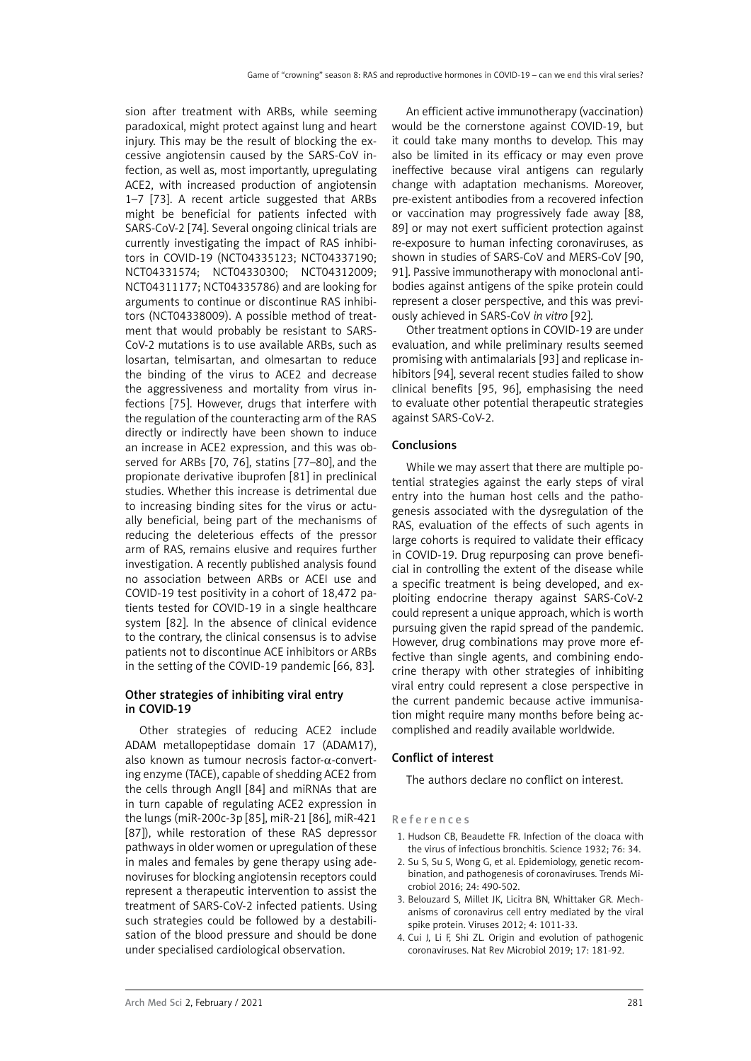sion after treatment with ARBs, while seeming paradoxical, might protect against lung and heart injury. This may be the result of blocking the excessive angiotensin caused by the SARS-CoV infection, as well as, most importantly, upregulating ACE2, with increased production of angiotensin 1–7 [73]. A recent article suggested that ARBs might be beneficial for patients infected with SARS-CoV-2 [74]. Several ongoing clinical trials are currently investigating the impact of RAS inhibitors in COVID-19 (NCT04335123; NCT04337190; NCT04331574; NCT04330300; NCT04312009; NCT04311177; NCT04335786) and are looking for arguments to continue or discontinue RAS inhibitors (NCT04338009). A possible method of treatment that would probably be resistant to SARS-CoV-2 mutations is to use available ARBs, such as losartan, telmisartan, and olmesartan to reduce the binding of the virus to ACE2 and decrease the aggressiveness and mortality from virus infections [75]. However, drugs that interfere with the regulation of the counteracting arm of the RAS directly or indirectly have been shown to induce an increase in ACE2 expression, and this was observed for ARBs [70, 76], statins [77–80], and the propionate derivative ibuprofen [81] in preclinical studies. Whether this increase is detrimental due to increasing binding sites for the virus or actually beneficial, being part of the mechanisms of reducing the deleterious effects of the pressor arm of RAS, remains elusive and requires further investigation. A recently published analysis found no association between ARBs or ACEI use and COVID-19 test positivity in a cohort of 18,472 patients tested for COVID-19 in a single healthcare system [82]. In the absence of clinical evidence to the contrary, the clinical consensus is to advise patients not to discontinue ACE inhibitors or ARBs in the setting of the COVID-19 pandemic [66, 83].

## Other strategies of inhibiting viral entry in COVID-19

Other strategies of reducing ACE2 include ADAM metallopeptidase domain 17 (ADAM17), also known as tumour necrosis factor-α-converting enzyme (TACE), capable of shedding ACE2 from the cells through AngII [84] and miRNAs that are in turn capable of regulating ACE2 expression in the lungs (miR-200c-3p [85], miR-21 [86], miR-421 [87]), while restoration of these RAS depressor pathways in older women or upregulation of these in males and females by gene therapy using adenoviruses for blocking angiotensin receptors could represent a therapeutic intervention to assist the treatment of SARS-CoV-2 infected patients. Using such strategies could be followed by a destabilisation of the blood pressure and should be done under specialised cardiological observation.

An efficient active immunotherapy (vaccination) would be the cornerstone against COVID-19, but it could take many months to develop. This may also be limited in its efficacy or may even prove ineffective because viral antigens can regularly change with adaptation mechanisms. Moreover, pre-existent antibodies from a recovered infection or vaccination may progressively fade away [88, 89] or may not exert sufficient protection against re-exposure to human infecting coronaviruses, as shown in studies of SARS-CoV and MERS-CoV [90, 91]. Passive immunotherapy with monoclonal antibodies against antigens of the spike protein could represent a closer perspective, and this was previously achieved in SARS-CoV *in vitro* [92].

Other treatment options in COVID-19 are under evaluation, and while preliminary results seemed promising with antimalarials [93] and replicase inhibitors [94], several recent studies failed to show clinical benefits [95, 96], emphasising the need to evaluate other potential therapeutic strategies against SARS-CoV-2.

## Conclusions

While we may assert that there are multiple potential strategies against the early steps of viral entry into the human host cells and the pathogenesis associated with the dysregulation of the RAS, evaluation of the effects of such agents in large cohorts is required to validate their efficacy in COVID-19. Drug repurposing can prove beneficial in controlling the extent of the disease while a specific treatment is being developed, and exploiting endocrine therapy against SARS-CoV-2 could represent a unique approach, which is worth pursuing given the rapid spread of the pandemic. However, drug combinations may prove more effective than single agents, and combining endocrine therapy with other strategies of inhibiting viral entry could represent a close perspective in the current pandemic because active immunisation might require many months before being accomplished and readily available worldwide.

## Conflict of interest

The authors declare no conflict on interest.

## References

1. Hudson CB, Beaudette FR. Infection of the cloaca with the virus of infectious bronchitis. Science 1932; 76: 34.
2. Su S, Su S, Wong G, et al. Epidemiology, genetic recombination, and pathogenesis of coronaviruses. Trends Microbiol 2016; 24: 490-502.
3. Belouzard S, Millet JK, Licitra BN, Whittaker GR. Mechanisms of coronavirus cell entry mediated by the viral spike protein. Viruses 2012; 4: 1011-33.
4. Cui J, Li F, Shi ZL. Origin and evolution of pathogenic coronaviruses. Nat Rev Microbiol 2019; 17: 181-92.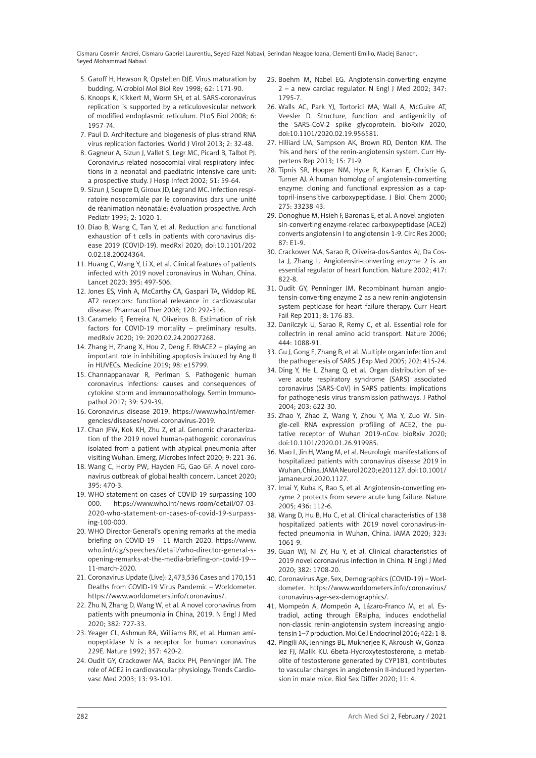5. Garoff H, Hewson R, Opstelten DJE. Virus maturation by budding. Microbiol Mol Biol Rev 1998; 62: 1171-90.
6. Knoops K, Kikkert M, Worm SH, et al. SARS-coronavirus replication is supported by a reticulovesicular network of modified endoplasmic reticulum. PLoS Biol 2008; 6: 1957-74.
7. Paul D. Architecture and biogenesis of plus-strand RNA virus replication factories. World J Virol 2013; 2: 32-48.
8. Gagneur A, Sizun J, Vallet S, Legr MC, Picard B, Talbot PJ. Coronavirus-related nosocomial viral respiratory infections in a neonatal and paediatric intensive care unit: a prospective study. J Hosp Infect 2002; 51: 59-64.
9. Sizun J, Soupre D, Giroux JD, Legrand MC. Infection respiratoire nosocomiale par le coronavirus dars une unité de réanimation néonatále: évaluation prospective. Arch Pediatr 1995; 2: 1020-1.
10. Diao B, Wang C, Tan Y, et al. Reduction and functional exhaustion of t cells in patients with coronavirus disease 2019 (COVID-19). medRxi 2020; doi:10.1101/2020.02.18.20024364.
11. Huang C, Wang Y, Li X, et al. Clinical features of patients infected with 2019 novel coronavirus in Wuhan, China. Lancet 2020; 395: 497-506.
12. Jones ES, Vinh A, McCarthy CA, Gaspari TA, Widdop RE. AT2 receptors: functional relevance in cardiovascular disease. Pharmacol Ther 2008; 120: 292-316.
13. Caramelo F, Ferreira N, Oliveiros B. Estimation of risk factors for COVID-19 mortality – preliminary results. medRxiv 2020; 19: 2020.02.24.20027268.
14. Zhang H, Zhang X, Hou Z, Deng F. RhACE2 – playing an important role in inhibiting apoptosis induced by Ang II in HUVECs. Medicine 2019; 98: e15799.
15. Channappanavar R, Perlman S. Pathogenic human coronavirus infections: causes and consequences of cytokine storm and immunopathology. Semin Immunopathol 2017; 39: 529-39.
16. Coronavirus disease 2019. https://www.who.int/emergencies/diseases/novel-coronavirus-2019.
17. Chan JFW, Kok KH, Zhu Z, et al. Genomic characterization of the 2019 novel human-pathogenic coronavirus isolated from a patient with atypical pneumonia after visiting Wuhan. Emerg. Microbes Infect 2020; 9: 221-36.
18. Wang C, Horby PW, Hayden FG, Gao GF. A novel coronavirus outbreak of global health concern. Lancet 2020; 395: 470-3.
19. WHO statement on cases of COVID-19 surpassing 100 000. https://www.who.int/news-room/detail/07-03-2020-who-statement-on-cases-of-covid-19-surpassing-100-000.
20. WHO Director-General's opening remarks at the media briefing on COVID-19 - 11 March 2020. https://www.who.int/dg/speeches/detail/who-director-general-s-opening-remarks-at-the-media-briefing-on-covid-19---11-march-2020.
21. Coronavirus Update (Live): 2,473,536 Cases and 170,151 Deaths from COVID-19 Virus Pandemic – Worldometer. https://www.worldometers.info/coronavirus/.
22. Zhu N, Zhang D, Wang W, et al. A novel coronavirus from patients with pneumonia in China, 2019. N Engl J Med 2020; 382: 727-33.
23. Yeager CL, Ashmun RA, Williams RK, et al. Human aminopeptidase N is a receptor for human coronavirus 229E. Nature 1992; 357: 420-2.
24. Oudit GY, Crackower MA, Backx PH, Penninger JM. The role of ACE2 in cardiovascular physiology. Trends Cardiovasc Med 2003; 13: 93-101.
25. Boehm M, Nabel EG. Angiotensin-converting enzyme 2 – a new cardiac regulator. N Engl J Med 2002; 347: 1795-7.
26. Walls AC, Park YJ, Tortorici MA, Wall A, McGuire AT, Veesler D. Structure, function and antigenicity of the SARS-CoV-2 spike glycoprotein. bioRxiv 2020, doi:10.1101/2020.02.19.956581.
27. Hilliard LM, Sampson AK, Brown RD, Denton KM. The 'his and hers' of the renin-angiotensin system. Curr Hypertens Rep 2013; 15: 71-9.
28. Tipnis SR, Hooper NM, Hyde R, Karran E, Christie G, Turner AJ. A human homolog of angiotensin-converting enzyme: cloning and functional expression as a captopril-insensitive carboxypeptidase. J Biol Chem 2000; 275: 33238-43.
29. Donoghue M, Hsieh F, Baronas E, et al. A novel angiotensin-converting enzyme-related carboxypeptidase (ACE2) converts angiotensin I to angiotensin 1-9. Circ Res 2000; 87: E1-9.
30. Crackower MA, Sarao R, Oliveira-dos-Santos AJ, Da Costa J, Zhang L. Angiotensin-converting enzyme 2 is an essential regulator of heart function. Nature 2002; 417: 822-8.
31. Oudit GY, Penninger JM. Recombinant human angiotensin-converting enzyme 2 as a new renin-angiotensin system peptidase for heart failure therapy. Curr Heart Fail Rep 2011; 8: 176-83.
32. Danilczyk U, Sarao R, Remy C, et al. Essential role for collectrin in renal amino acid transport. Nature 2006; 444: 1088-91.
33. Gu J, Gong E, Zhang B, et al. Multiple organ infection and the pathogenesis of SARS. J Exp Med 2005; 202: 415-24.
34. Ding Y, He L, Zhang Q, et al. Organ distribution of severe acute respiratory syndrome (SARS) associated coronavirus (SARS-CoV) in SARS patients: implications for pathogenesis virus transmission pathways. J Pathol 2004; 203: 622-30.
35. Zhao Y, Zhao Z, Wang Y, Zhou Y, Ma Y, Zuo W. Single-cell RNA expression profiling of ACE2, the putative receptor of Wuhan 2019-nCov. bioRxiv 2020; doi:10.1101/2020.01.26.919985.
36. Mao L, Jin H, Wang M, et al. Neurologic manifestations of hospitalized patients with coronavirus disease 2019 in Wuhan, China. JAMA Neurol 2020; e201127. doi:10.1001/jamaneurol.2020.1127.
37. Imai Y, Kuba K, Rao S, et al. Angiotensin-converting enzyme 2 protects from severe acute lung failure. Nature 2005; 436: 112-6.
38. Wang D, Hu B, Hu C, et al. Clinical characteristics of 138 hospitalized patients with 2019 novel coronavirus-infected pneumonia in Wuhan, China. JAMA 2020; 323: 1061-9.
39. Guan WJ, Ni ZY, Hu Y, et al. Clinical characteristics of 2019 novel coronavirus infection in China. N Engl J Med 2020; 382: 1708-20.
40. Coronavirus Age, Sex, Demographics (COVID-19) – Worldometer. https://www.worldometers.info/coronavirus/coronavirus-age-sex-demographics/.
41. Mompeón A, Mompeón A, Lázaro-Franco M, et al. Estradiol, acting through ERalpha, induces endothelial non-classic renin-angiotensin system increasing angiotensin 1–7 production. Mol Cell Endocrinol 2016; 422: 1-8.
42. Pingili AK, Jennings BL, Mukherjee K, Akroush W, Gonzalez FJ, Malik KU. 6beta-Hydroxytestosterone, a metabolite of testosterone generated by CYP1B1, contributes to vascular changes in angiotensin II-induced hypertension in male mice. Biol Sex Differ 2020; 11: 4.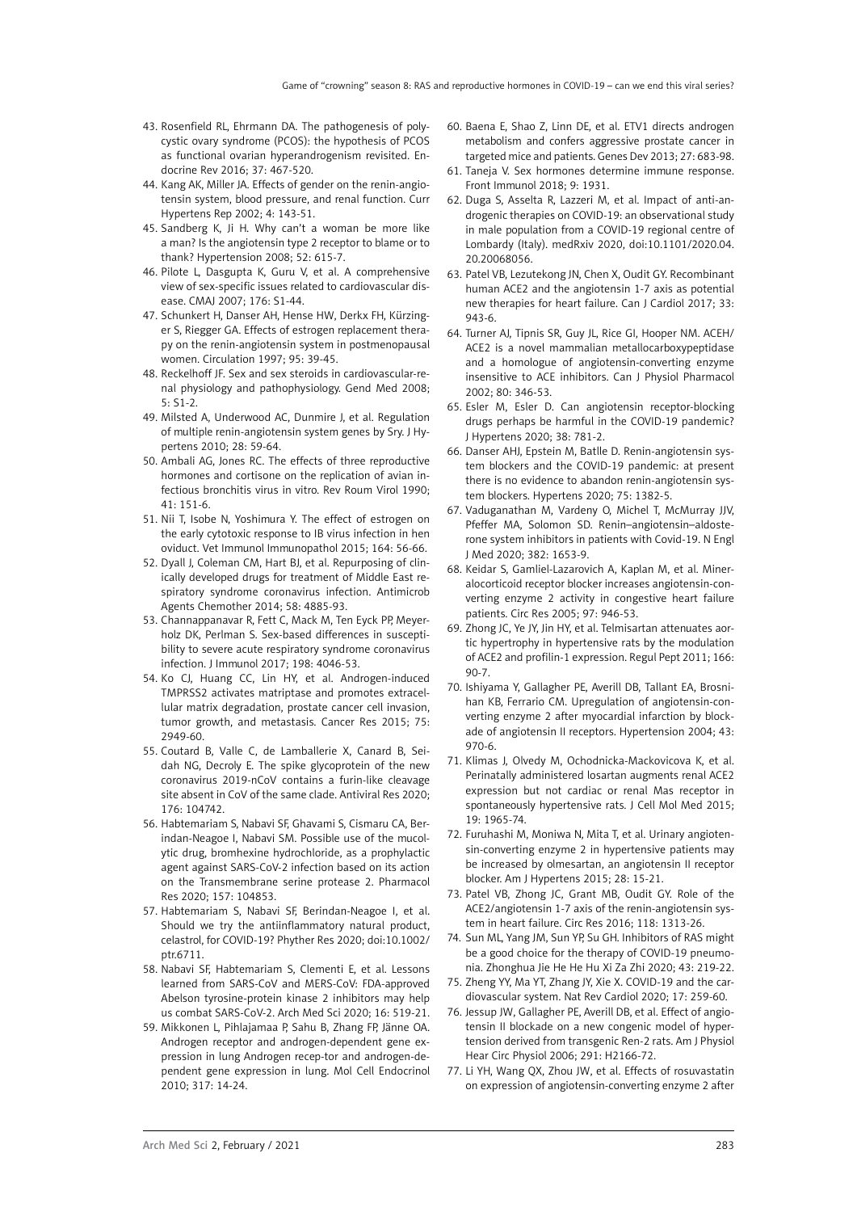43. Rosenfield RL, Ehrmann DA. The pathogenesis of polycystic ovary syndrome (PCOS): the hypothesis of PCOS as functional ovarian hyperandrogenism revisited. Endocrine Rev 2016; 37: 467-520.
44. Kang AK, Miller JA. Effects of gender on the renin-angiotensin system, blood pressure, and renal function. Curr Hypertens Rep 2002; 4: 143-51.
45. Sandberg K, Ji H. Why can't a woman be more like a man? Is the angiotensin type 2 receptor to blame or to thank? Hypertension 2008; 52: 615-7.
46. Pilote L, Dasgupta K, Guru V, et al. A comprehensive view of sex-specific issues related to cardiovascular disease. CMAJ 2007; 176: S1-44.
47. Schunkert H, Danser AH, Hense HW, Derkx FH, Kürzinger S, Riegger GA. Effects of estrogen replacement therapy on the renin-angiotensin system in postmenopausal women. Circulation 1997; 95: 39-45.
48. Reckelhoff JF. Sex and sex steroids in cardiovascular-renal physiology and pathophysiology. Gend Med 2008; 5: S1-2.
49. Milsted A, Underwood AC, Dunmire J, et al. Regulation of multiple renin-angiotensin system genes by Sry. J Hypertens 2010; 28: 59-64.
50. Ambali AG, Jones RC. The effects of three reproductive hormones and cortisone on the replication of avian infectious bronchitis virus in vitro. Rev Roum Virol 1990; 41: 151-6.
51. Nii T, Isobe N, Yoshimura Y. The effect of estrogen on the early cytotoxic response to IB virus infection in hen oviduct. Vet Immunol Immunopathol 2015; 164: 56-66.
52. Dyall J, Coleman CM, Hart BJ, et al. Repurposing of clinically developed drugs for treatment of Middle East respiratory syndrome coronavirus infection. Antimicrob Agents Chemother 2014; 58: 4885-93.
53. Channappanavar R, Fett C, Mack M, Ten Eyck PP, Meyerholz DK, Perlman S. Sex-based differences in susceptibility to severe acute respiratory syndrome coronavirus infection. J Immunol 2017; 198: 4046-53.
54. Ko CJ, Huang CC, Lin HY, et al. Androgen-induced TMPRSS2 activates matriptase and promotes extracellular matrix degradation, prostate cancer cell invasion, tumor growth, and metastasis. Cancer Res 2015; 75: 2949-60.
55. Coutard B, Valle C, de Lamballerie X, Canard B, Seidah NG, Decroly E. The spike glycoprotein of the new coronavirus 2019-nCoV contains a furin-like cleavage site absent in CoV of the same clade. Antiviral Res 2020; 176: 104742.
56. Habtemariam S, Nabavi SF, Ghavami S, Cismaru CA, Berindan-Neagoe I, Nabavi SM. Possible use of the mucolytic drug, bromhexine hydrochloride, as a prophylactic agent against SARS-CoV-2 infection based on its action on the Transmembrane serine protease 2. Pharmacol Res 2020; 157: 104853.
57. Habtemariam S, Nabavi SF, Berindan-Neagoe I, et al. Should we try the antiinflammatory natural product, celastrol, for COVID-19? Phyther Res 2020; doi:10.1002/ptr.6711.
58. Nabavi SF, Habtemariam S, Clementi E, et al. Lessons learned from SARS-CoV and MERS-CoV: FDA-approved Abelson tyrosine-protein kinase 2 inhibitors may help us combat SARS-CoV-2. Arch Med Sci 2020; 16: 519-21.
59. Mikkonen L, Pihlajamaa P, Sahu B, Zhang FP, Jänne OA. Androgen receptor and androgen-dependent gene expression in lung Androgen recep-tor and androgen-dependent gene expression in lung. Mol Cell Endocrinol 2010; 317: 14-24.
60. Baena E, Shao Z, Linn DE, et al. ETV1 directs androgen metabolism and confers aggressive prostate cancer in targeted mice and patients. Genes Dev 2013; 27: 683-98.
61. Taneja V. Sex hormones determine immune response. Front Immunol 2018; 9: 1931.
62. Duga S, Asselta R, Lazzeri M, et al. Impact of anti-androgenic therapies on COVID-19: an observational study in male population from a COVID-19 regional centre of Lombardy (Italy). medRxiv 2020, doi:10.1101/2020.04.20.20068056.
63. Patel VB, Lezutekong JN, Chen X, Oudit GY. Recombinant human ACE2 and the angiotensin 1-7 axis as potential new therapies for heart failure. Can J Cardiol 2017; 33: 943-6.
64. Turner AJ, Tipnis SR, Guy JL, Rice GI, Hooper NM. ACEH/ACE2 is a novel mammalian metallocarboxypeptidase and a homologue of angiotensin-converting enzyme insensitive to ACE inhibitors. Can J Physiol Pharmacol 2002; 80: 346-53.
65. Esler M, Esler D. Can angiotensin receptor-blocking drugs perhaps be harmful in the COVID-19 pandemic? J Hypertens 2020; 38: 781-2.
66. Danser AHJ, Epstein M, Batlle D. Renin-angiotensin system blockers and the COVID-19 pandemic: at present there is no evidence to abandon renin-angiotensin system blockers. Hypertens 2020; 75: 1382-5.
67. Vaduganathan M, Vardeny O, Michel T, McMurray JJV, Pfeffer MA, Solomon SD. Renin–angiotensin–aldosterone system inhibitors in patients with Covid-19. N Engl J Med 2020; 382: 1653-9.
68. Keidar S, Gamliel-Lazarovich A, Kaplan M, et al. Mineralocorticoid receptor blocker increases angiotensin-converting enzyme 2 activity in congestive heart failure patients. Circ Res 2005; 97: 946-53.
69. Zhong JC, Ye JY, Jin HY, et al. Telmisartan attenuates aortic hypertrophy in hypertensive rats by the modulation of ACE2 and profilin-1 expression. Regul Pept 2011; 166: 90-7.
70. Ishiyama Y, Gallagher PE, Averill DB, Tallant EA, Brosnihan KB, Ferrario CM. Upregulation of angiotensin-converting enzyme 2 after myocardial infarction by blockade of angiotensin II receptors. Hypertension 2004; 43: 970-6.
71. Klimas J, Olvedy M, Ochodnicka-Mackovicova K, et al. Perinatally administered losartan augments renal ACE2 expression but not cardiac or renal Mas receptor in spontaneously hypertensive rats. J Cell Mol Med 2015; 19: 1965-74.
72. Furuhashi M, Moniwa N, Mita T, et al. Urinary angiotensin-converting enzyme 2 in hypertensive patients may be increased by olmesartan, an angiotensin II receptor blocker. Am J Hypertens 2015; 28: 15-21.
73. Patel VB, Zhong JC, Grant MB, Oudit GY. Role of the ACE2/angiotensin 1-7 axis of the renin-angiotensin system in heart failure. Circ Res 2016; 118: 1313-26.
74. Sun ML, Yang JM, Sun YP, Su GH. Inhibitors of RAS might be a good choice for the therapy of COVID-19 pneumonia. Zhonghua Jie He He Hu Xi Za Zhi 2020; 43: 219-22.
75. Zheng YY, Ma YT, Zhang JY, Xie X. COVID-19 and the cardiovascular system. Nat Rev Cardiol 2020; 17: 259-60.
76. Jessup JW, Gallagher PE, Averill DB, et al. Effect of angiotensin II blockade on a new congenic model of hypertension derived from transgenic Ren-2 rats. Am J Physiol Hear Circ Physiol 2006; 291: H2166-72.
77. Li YH, Wang QX, Zhou JW, et al. Effects of rosuvastatin on expression of angiotensin-converting enzyme 2 after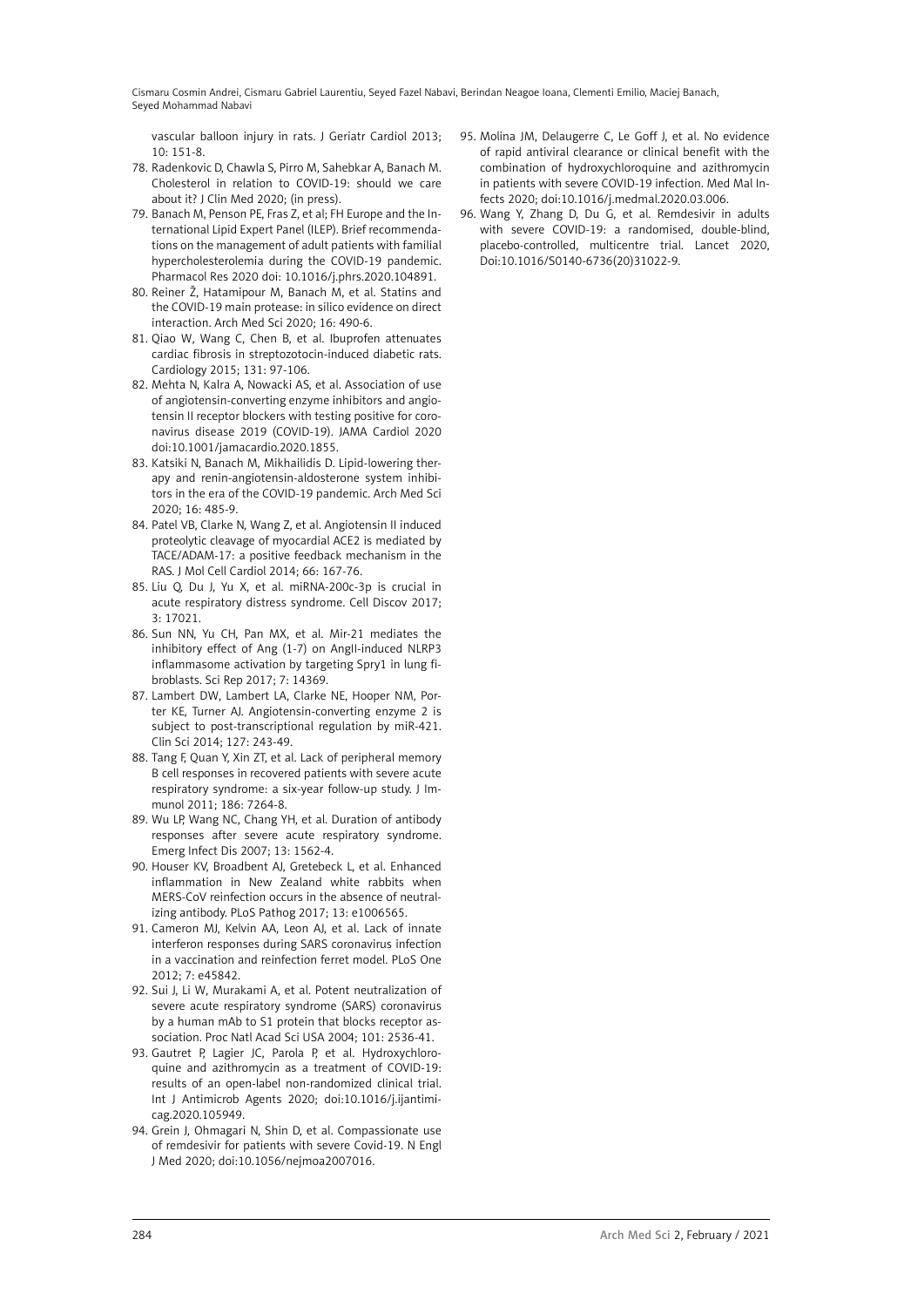vascular balloon injury in rats. J Geriatr Cardiol 2013; 10: 151-8.

78. Radenkovic D, Chawla S, Pirro M, Sahebkar A, Banach M. Cholesterol in relation to COVID-19: should we care about it? J Clin Med 2020; (in press).
79. Banach M, Penson PE, Fras Z, et al; FH Europe and the International Lipid Expert Panel (ILEP). Brief recommendations on the management of adult patients with familial hypercholesterolemia during the COVID-19 pandemic. Pharmacol Res 2020 doi: 10.1016/j.phrs.2020.104891.
80. Reiner Ž, Hatamipour M, Banach M, et al. Statins and the COVID-19 main protease: in silico evidence on direct interaction. Arch Med Sci 2020; 16: 490-6.
81. Qiao W, Wang C, Chen B, et al. Ibuprofen attenuates cardiac fibrosis in streptozotocin-induced diabetic rats. Cardiology 2015; 131: 97-106.
82. Mehta N, Kalra A, Nowacki AS, et al. Association of use of angiotensin-converting enzyme inhibitors and angiotensin II receptor blockers with testing positive for coronavirus disease 2019 (COVID-19). JAMA Cardiol 2020 doi:10.1001/jamacardio.2020.1855.
83. Katsiki N, Banach M, Mikhailidis D. Lipid-lowering therapy and renin-angiotensin-aldosterone system inhibitors in the era of the COVID-19 pandemic. Arch Med Sci 2020; 16: 485-9.
84. Patel VB, Clarke N, Wang Z, et al. Angiotensin II induced proteolytic cleavage of myocardial ACE2 is mediated by TACE/ADAM-17: a positive feedback mechanism in the RAS. J Mol Cell Cardiol 2014; 66: 167-76.
85. Liu Q, Du J, Yu X, et al. miRNA-200c-3p is crucial in acute respiratory distress syndrome. Cell Discov 2017; 3: 17021.
86. Sun NN, Yu CH, Pan MX, et al. Mir-21 mediates the inhibitory effect of Ang (1-7) on AngII-induced NLRP3 inflammasome activation by targeting Spry1 in lung fibroblasts. Sci Rep 2017; 7: 14369.
87. Lambert DW, Lambert LA, Clarke NE, Hooper NM, Porter KE, Turner AJ. Angiotensin-converting enzyme 2 is subject to post-transcriptional regulation by miR-421. Clin Sci 2014; 127: 243-49.
88. Tang F, Quan Y, Xin ZT, et al. Lack of peripheral memory B cell responses in recovered patients with severe acute respiratory syndrome: a six-year follow-up study. J Immunol 2011; 186: 7264-8.
89. Wu LP, Wang NC, Chang YH, et al. Duration of antibody responses after severe acute respiratory syndrome. Emerg Infect Dis 2007; 13: 1562-4.
90. Houser KV, Broadbent AJ, Gretebeck L, et al. Enhanced inflammation in New Zealand white rabbits when MERS-CoV reinfection occurs in the absence of neutralizing antibody. PLoS Pathog 2017; 13: e1006565.
91. Cameron MJ, Kelvin AA, Leon AJ, et al. Lack of innate interferon responses during SARS coronavirus infection in a vaccination and reinfection ferret model. PLoS One 2012; 7: e45842.
92. Sui J, Li W, Murakami A, et al. Potent neutralization of severe acute respiratory syndrome (SARS) coronavirus by a human mAb to S1 protein that blocks receptor association. Proc Natl Acad Sci USA 2004; 101: 2536-41.
93. Gautret P, Lagier JC, Parola P, et al. Hydroxychloroquine and azithromycin as a treatment of COVID-19: results of an open-label non-randomized clinical trial. Int J Antimicrob Agents 2020; doi:10.1016/j.ijantimicag.2020.105949.
94. Grein J, Ohmagari N, Shin D, et al. Compassionate use of remdesivir for patients with severe Covid-19. N Engl J Med 2020; doi:10.1056/nejmoa2007016.
95. Molina JM, Delaugerre C, Le Goff J, et al. No evidence of rapid antiviral clearance or clinical benefit with the combination of hydroxychloroquine and azithromycin in patients with severe COVID-19 infection. Med Mal Infects 2020; doi:10.1016/j.medmal.2020.03.006.
96. Wang Y, Zhang D, Du G, et al. Remdesivir in adults with severe COVID-19: a randomised, double-blind, placebo-controlled, multicentre trial. Lancet 2020, Doi:10.1016/S0140-6736(20)31022-9.